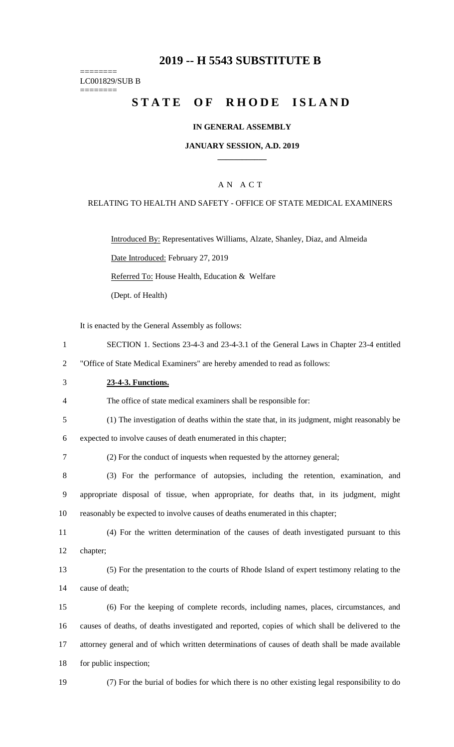# 2019 -- H 5543 SUBSTITUTE B

========
LC001829/SUB B
========

# STATE OF RHODE ISLAND

**IN GENERAL ASSEMBLY**

**JANUARY SESSION, A.D. 2019**

____________

A N A C T

RELATING TO HEALTH AND SAFETY - OFFICE OF STATE MEDICAL EXAMINERS

Introduced By: Representatives Williams, Alzate, Shanley, Diaz, and Almeida

Date Introduced: February 27, 2019

Referred To: House Health, Education & Welfare

(Dept. of Health)

It is enacted by the General Assembly as follows:

1 SECTION 1. Sections 23-4-3 and 23-4-3.1 of the General Laws in Chapter 23-4 entitled
2 "Office of State Medical Examiners" are hereby amended to read as follows:

3 **23-4-3. Functions.**

4 The office of state medical examiners shall be responsible for:

5 (1) The investigation of deaths within the state that, in its judgment, might reasonably be
6 expected to involve causes of death enumerated in this chapter;

7 (2) For the conduct of inquests when requested by the attorney general;

8 (3) For the performance of autopsies, including the retention, examination, and
9 appropriate disposal of tissue, when appropriate, for deaths that, in its judgment, might
10 reasonably be expected to involve causes of deaths enumerated in this chapter;

11 (4) For the written determination of the causes of death investigated pursuant to this
12 chapter;

13 (5) For the presentation to the courts of Rhode Island of expert testimony relating to the
14 cause of death;

15 (6) For the keeping of complete records, including names, places, circumstances, and
16 causes of deaths, of deaths investigated and reported, copies of which shall be delivered to the
17 attorney general and of which written determinations of causes of death shall be made available
18 for public inspection;

19 (7) For the burial of bodies for which there is no other existing legal responsibility to do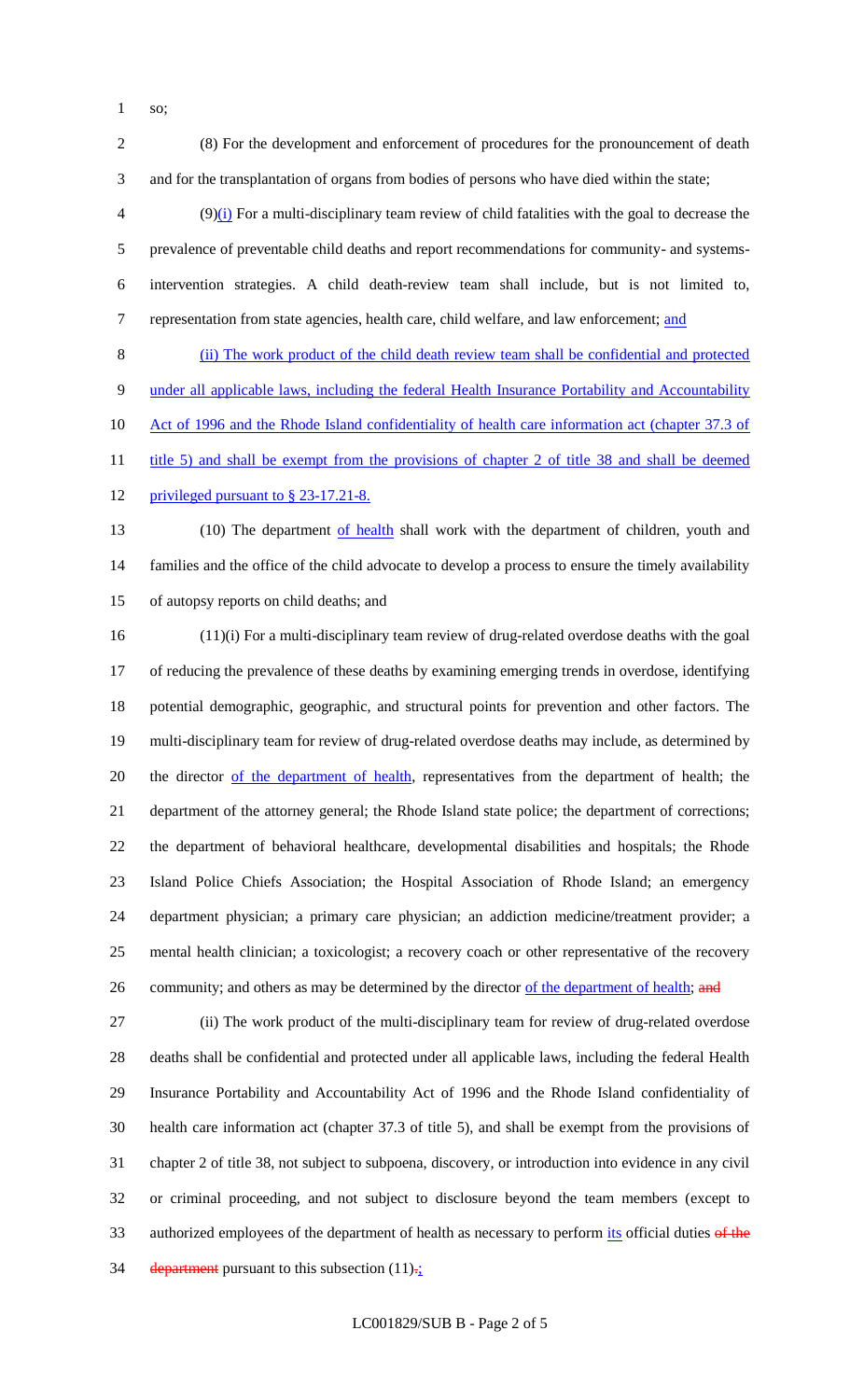so;

(8) For the development and enforcement of procedures for the pronouncement of death and for the transplantation of organs from bodies of persons who have died within the state;

(9)(i) For a multi-disciplinary team review of child fatalities with the goal to decrease the prevalence of preventable child deaths and report recommendations for community- and systems-intervention strategies. A child death-review team shall include, but is not limited to, representation from state agencies, health care, child welfare, and law enforcement; and

(ii) The work product of the child death review team shall be confidential and protected under all applicable laws, including the federal Health Insurance Portability and Accountability Act of 1996 and the Rhode Island confidentiality of health care information act (chapter 37.3 of title 5) and shall be exempt from the provisions of chapter 2 of title 38 and shall be deemed privileged pursuant to § 23-17.21-8.

(10) The department of health shall work with the department of children, youth and families and the office of the child advocate to develop a process to ensure the timely availability of autopsy reports on child deaths; and

(11)(i) For a multi-disciplinary team review of drug-related overdose deaths with the goal of reducing the prevalence of these deaths by examining emerging trends in overdose, identifying potential demographic, geographic, and structural points for prevention and other factors. The multi-disciplinary team for review of drug-related overdose deaths may include, as determined by the director of the department of health, representatives from the department of health; the department of the attorney general; the Rhode Island state police; the department of corrections; the department of behavioral healthcare, developmental disabilities and hospitals; the Rhode Island Police Chiefs Association; the Hospital Association of Rhode Island; an emergency department physician; a primary care physician; an addiction medicine/treatment provider; a mental health clinician; a toxicologist; a recovery coach or other representative of the recovery community; and others as may be determined by the director of the department of health; and

(ii) The work product of the multi-disciplinary team for review of drug-related overdose deaths shall be confidential and protected under all applicable laws, including the federal Health Insurance Portability and Accountability Act of 1996 and the Rhode Island confidentiality of health care information act (chapter 37.3 of title 5), and shall be exempt from the provisions of chapter 2 of title 38, not subject to subpoena, discovery, or introduction into evidence in any civil or criminal proceeding, and not subject to disclosure beyond the team members (except to authorized employees of the department of health as necessary to perform its official duties of the department pursuant to this subsection (11).;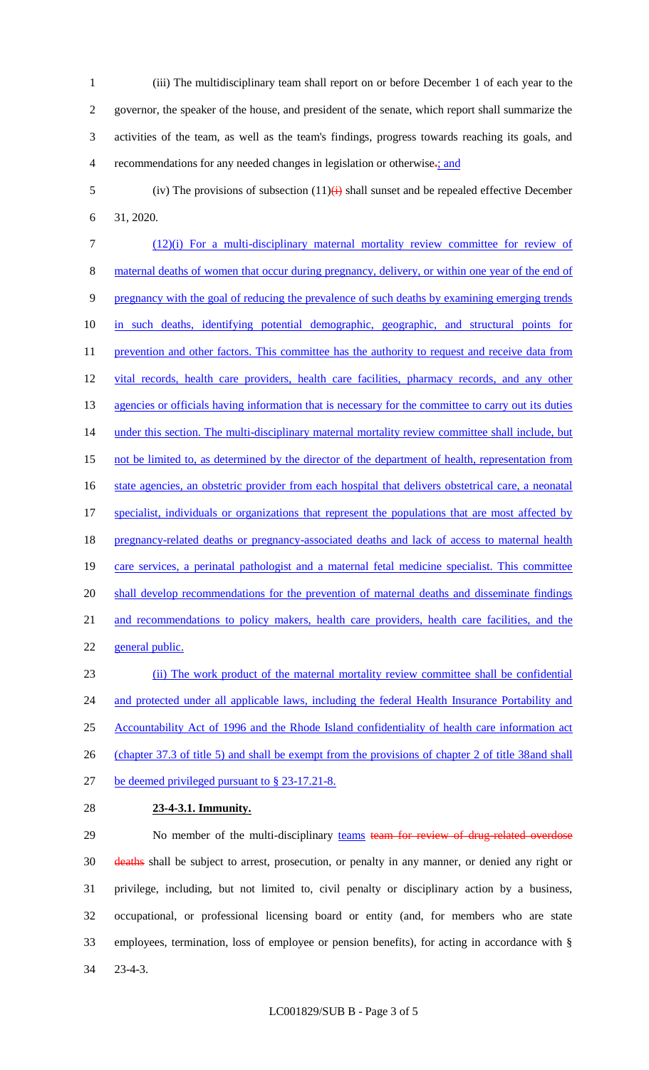(iii) The multidisciplinary team shall report on or before December 1 of each year to the governor, the speaker of the house, and president of the senate, which report shall summarize the activities of the team, as well as the team's findings, progress towards reaching its goals, and recommendations for any needed changes in legislation or otherwise.; and

(iv) The provisions of subsection (11)(i) shall sunset and be repealed effective December 31, 2020.

(12)(i) For a multi-disciplinary maternal mortality review committee for review of maternal deaths of women that occur during pregnancy, delivery, or within one year of the end of pregnancy with the goal of reducing the prevalence of such deaths by examining emerging trends in such deaths, identifying potential demographic, geographic, and structural points for prevention and other factors. This committee has the authority to request and receive data from vital records, health care providers, health care facilities, pharmacy records, and any other agencies or officials having information that is necessary for the committee to carry out its duties under this section. The multi-disciplinary maternal mortality review committee shall include, but not be limited to, as determined by the director of the department of health, representation from state agencies, an obstetric provider from each hospital that delivers obstetrical care, a neonatal specialist, individuals or organizations that represent the populations that are most affected by pregnancy-related deaths or pregnancy-associated deaths and lack of access to maternal health care services, a perinatal pathologist and a maternal fetal medicine specialist. This committee shall develop recommendations for the prevention of maternal deaths and disseminate findings and recommendations to policy makers, health care providers, health care facilities, and the general public.

(ii) The work product of the maternal mortality review committee shall be confidential and protected under all applicable laws, including the federal Health Insurance Portability and Accountability Act of 1996 and the Rhode Island confidentiality of health care information act (chapter 37.3 of title 5) and shall be exempt from the provisions of chapter 2 of title 38and shall be deemed privileged pursuant to § 23-17.21-8.

**23-4-3.1. Immunity.**

No member of the multi-disciplinary teams team for review of drug-related overdose deaths shall be subject to arrest, prosecution, or penalty in any manner, or denied any right or privilege, including, but not limited to, civil penalty or disciplinary action by a business, occupational, or professional licensing board or entity (and, for members who are state employees, termination, loss of employee or pension benefits), for acting in accordance with § 23-4-3.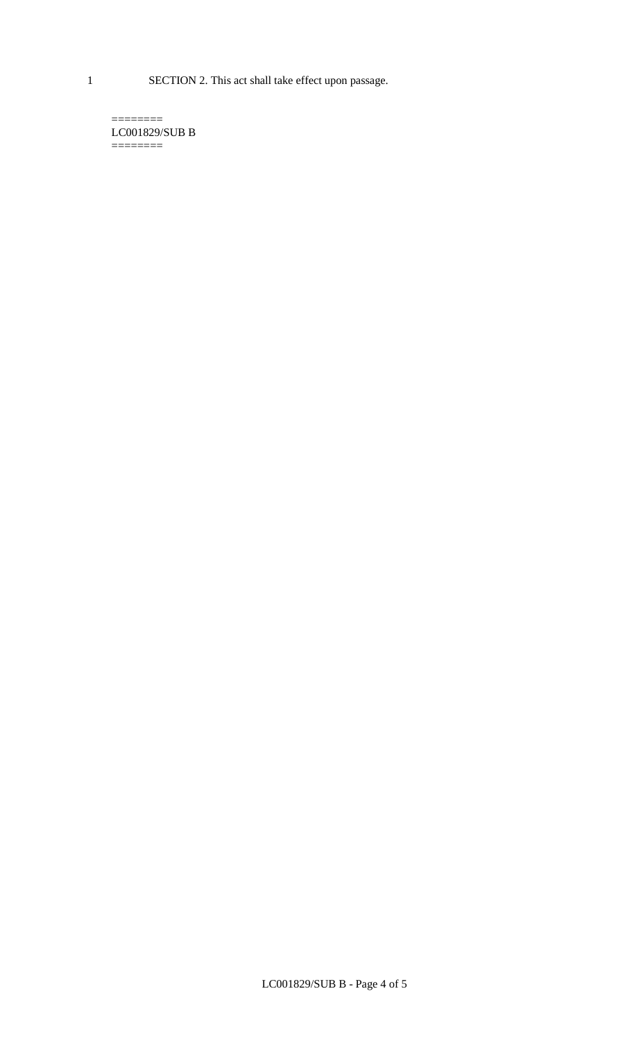SECTION 2. This act shall take effect upon passage.

========
LC001829/SUB B
========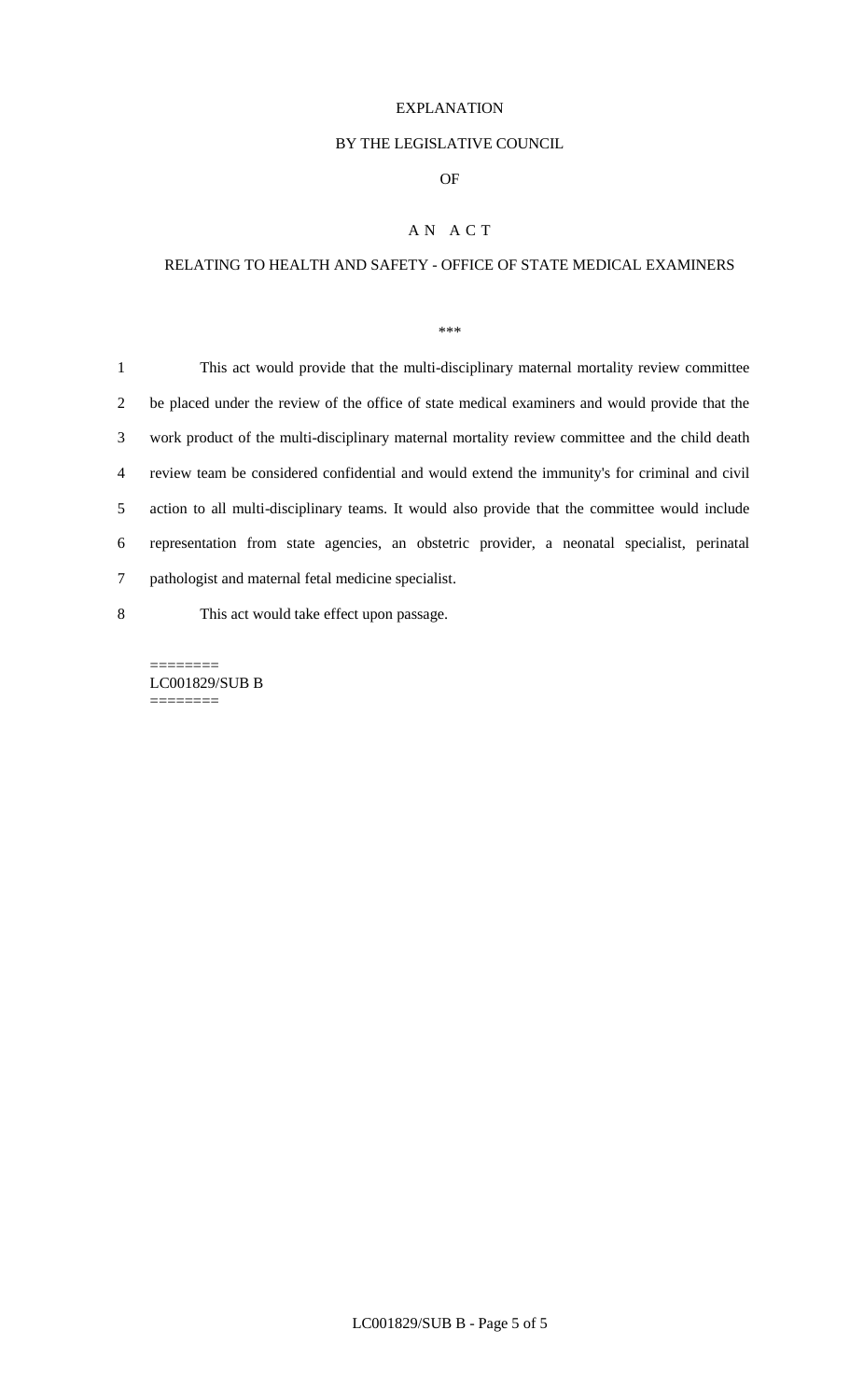EXPLANATION

BY THE LEGISLATIVE COUNCIL

OF

A N A C T

RELATING TO HEALTH AND SAFETY - OFFICE OF STATE MEDICAL EXAMINERS

\*\*\*

This act would provide that the multi-disciplinary maternal mortality review committee be placed under the review of the office of state medical examiners and would provide that the work product of the multi-disciplinary maternal mortality review committee and the child death review team be considered confidential and would extend the immunity's for criminal and civil action to all multi-disciplinary teams. It would also provide that the committee would include representation from state agencies, an obstetric provider, a neonatal specialist, perinatal pathologist and maternal fetal medicine specialist.

This act would take effect upon passage.

========
LC001829/SUB B
========